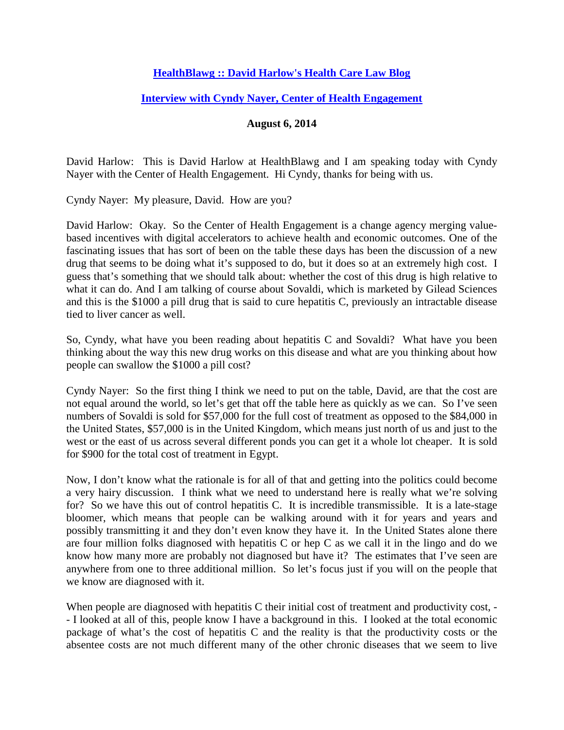**[HealthBlawg :: David Harlow's Health Care Law Blog](#)**

**[Interview with Cyndy Nayer, Center of Health Engagement](#)**

**August 6, 2014**

David Harlow: This is David Harlow at HealthBlawg and I am speaking today with Cyndy Nayer with the Center of Health Engagement. Hi Cyndy, thanks for being with us.

Cyndy Nayer: My pleasure, David. How are you?

David Harlow: Okay. So the Center of Health Engagement is a change agency merging value-based incentives with digital accelerators to achieve health and economic outcomes. One of the fascinating issues that has sort of been on the table these days has been the discussion of a new drug that seems to be doing what it's supposed to do, but it does so at an extremely high cost. I guess that's something that we should talk about: whether the cost of this drug is high relative to what it can do. And I am talking of course about Sovaldi, which is marketed by Gilead Sciences and this is the $1000 a pill drug that is said to cure hepatitis C, previously an intractable disease tied to liver cancer as well.

So, Cyndy, what have you been reading about hepatitis C and Sovaldi? What have you been thinking about the way this new drug works on this disease and what are you thinking about how people can swallow the $1000 a pill cost?

Cyndy Nayer: So the first thing I think we need to put on the table, David, are that the cost are not equal around the world, so let's get that off the table here as quickly as we can. So I've seen numbers of Sovaldi is sold for $57,000 for the full cost of treatment as opposed to the $84,000 in the United States, $57,000 is in the United Kingdom, which means just north of us and just to the west or the east of us across several different ponds you can get it a whole lot cheaper. It is sold for $900 for the total cost of treatment in Egypt.

Now, I don't know what the rationale is for all of that and getting into the politics could become a very hairy discussion. I think what we need to understand here is really what we're solving for? So we have this out of control hepatitis C. It is incredible transmissible. It is a late-stage bloomer, which means that people can be walking around with it for years and years and possibly transmitting it and they don't even know they have it. In the United States alone there are four million folks diagnosed with hepatitis C or hep C as we call it in the lingo and do we know how many more are probably not diagnosed but have it? The estimates that I've seen are anywhere from one to three additional million. So let's focus just if you will on the people that we know are diagnosed with it.

When people are diagnosed with hepatitis C their initial cost of treatment and productivity cost, -- I looked at all of this, people know I have a background in this. I looked at the total economic package of what's the cost of hepatitis C and the reality is that the productivity costs or the absentee costs are not much different many of the other chronic diseases that we seem to live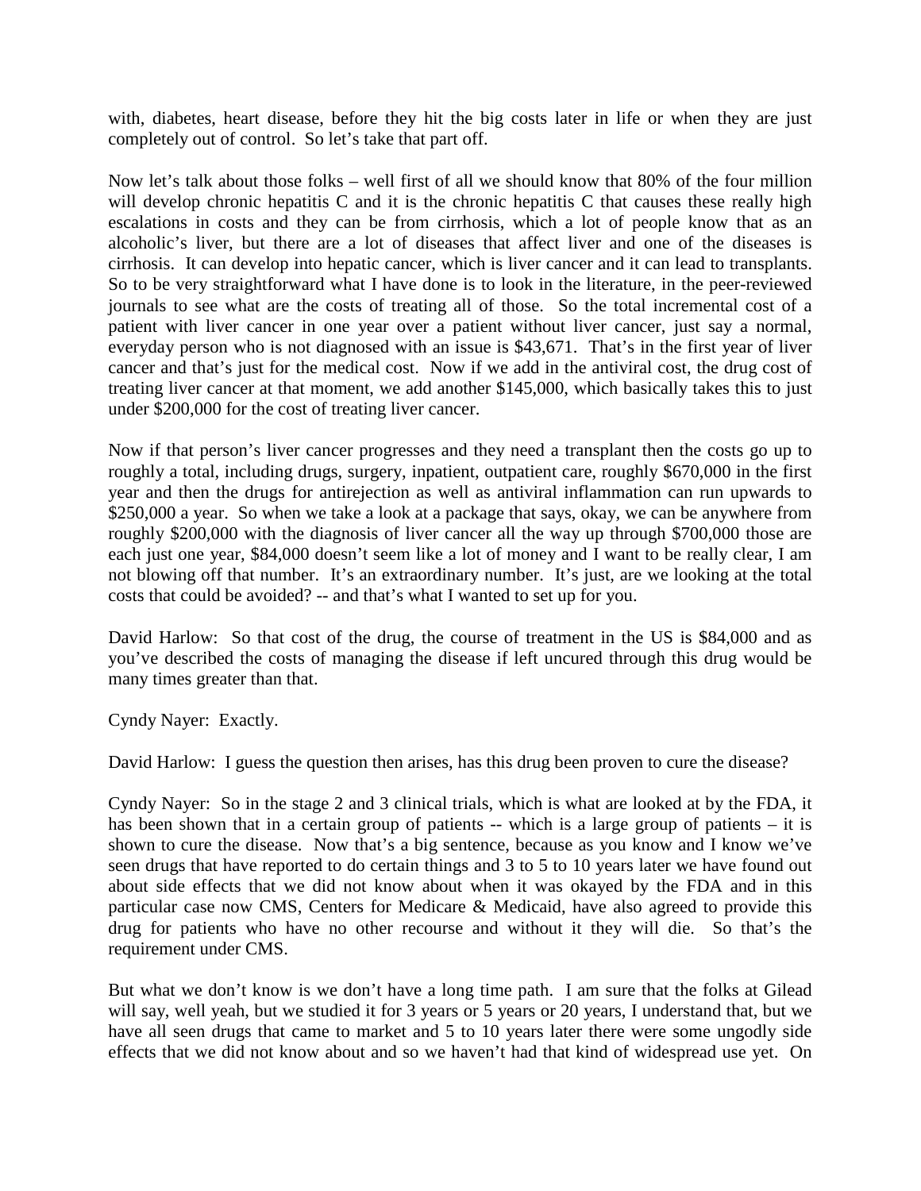with, diabetes, heart disease, before they hit the big costs later in life or when they are just completely out of control. So let's take that part off.

Now let's talk about those folks – well first of all we should know that 80% of the four million will develop chronic hepatitis C and it is the chronic hepatitis C that causes these really high escalations in costs and they can be from cirrhosis, which a lot of people know that as an alcoholic's liver, but there are a lot of diseases that affect liver and one of the diseases is cirrhosis. It can develop into hepatic cancer, which is liver cancer and it can lead to transplants. So to be very straightforward what I have done is to look in the literature, in the peer-reviewed journals to see what are the costs of treating all of those. So the total incremental cost of a patient with liver cancer in one year over a patient without liver cancer, just say a normal, everyday person who is not diagnosed with an issue is $43,671. That's in the first year of liver cancer and that's just for the medical cost. Now if we add in the antiviral cost, the drug cost of treating liver cancer at that moment, we add another $145,000, which basically takes this to just under $200,000 for the cost of treating liver cancer.

Now if that person's liver cancer progresses and they need a transplant then the costs go up to roughly a total, including drugs, surgery, inpatient, outpatient care, roughly $670,000 in the first year and then the drugs for antirejection as well as antiviral inflammation can run upwards to $250,000 a year. So when we take a look at a package that says, okay, we can be anywhere from roughly $200,000 with the diagnosis of liver cancer all the way up through $700,000 those are each just one year, $84,000 doesn't seem like a lot of money and I want to be really clear, I am not blowing off that number. It's an extraordinary number. It's just, are we looking at the total costs that could be avoided? -- and that's what I wanted to set up for you.

David Harlow: So that cost of the drug, the course of treatment in the US is $84,000 and as you've described the costs of managing the disease if left uncured through this drug would be many times greater than that.

Cyndy Nayer: Exactly.

David Harlow: I guess the question then arises, has this drug been proven to cure the disease?

Cyndy Nayer: So in the stage 2 and 3 clinical trials, which is what are looked at by the FDA, it has been shown that in a certain group of patients -- which is a large group of patients – it is shown to cure the disease. Now that's a big sentence, because as you know and I know we've seen drugs that have reported to do certain things and 3 to 5 to 10 years later we have found out about side effects that we did not know about when it was okayed by the FDA and in this particular case now CMS, Centers for Medicare & Medicaid, have also agreed to provide this drug for patients who have no other recourse and without it they will die. So that's the requirement under CMS.

But what we don't know is we don't have a long time path. I am sure that the folks at Gilead will say, well yeah, but we studied it for 3 years or 5 years or 20 years, I understand that, but we have all seen drugs that came to market and 5 to 10 years later there were some ungodly side effects that we did not know about and so we haven't had that kind of widespread use yet. On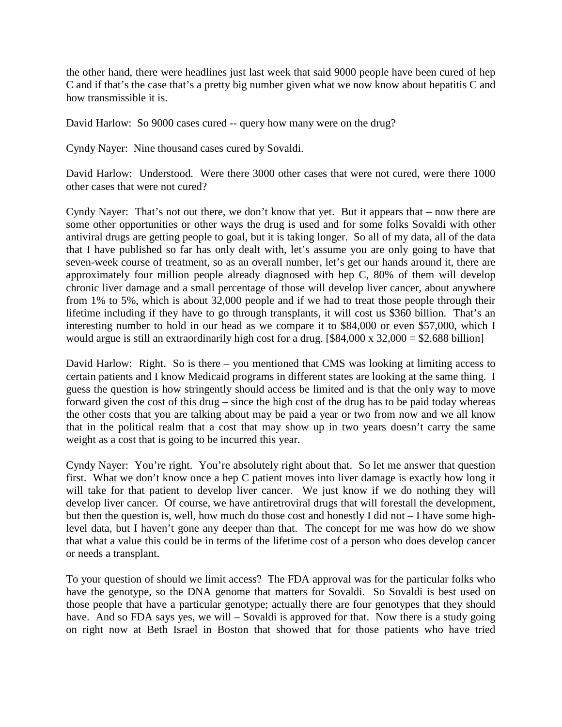the other hand, there were headlines just last week that said 9000 people have been cured of hep C and if that's the case that's a pretty big number given what we now know about hepatitis C and how transmissible it is.

David Harlow: So 9000 cases cured -- query how many were on the drug?

Cyndy Nayer: Nine thousand cases cured by Sovaldi.

David Harlow: Understood. Were there 3000 other cases that were not cured, were there 1000 other cases that were not cured?

Cyndy Nayer: That's not out there, we don't know that yet. But it appears that – now there are some other opportunities or other ways the drug is used and for some folks Sovaldi with other antiviral drugs are getting people to goal, but it is taking longer. So all of my data, all of the data that I have published so far has only dealt with, let's assume you are only going to have that seven-week course of treatment, so as an overall number, let's get our hands around it, there are approximately four million people already diagnosed with hep C, 80% of them will develop chronic liver damage and a small percentage of those will develop liver cancer, about anywhere from 1% to 5%, which is about 32,000 people and if we had to treat those people through their lifetime including if they have to go through transplants, it will cost us $360 billion. That's an interesting number to hold in our head as we compare it to $84,000 or even $57,000, which I would argue is still an extraordinarily high cost for a drug. [$84,000 x 32,000 = $2.688 billion]

David Harlow: Right. So is there – you mentioned that CMS was looking at limiting access to certain patients and I know Medicaid programs in different states are looking at the same thing. I guess the question is how stringently should access be limited and is that the only way to move forward given the cost of this drug – since the high cost of the drug has to be paid today whereas the other costs that you are talking about may be paid a year or two from now and we all know that in the political realm that a cost that may show up in two years doesn't carry the same weight as a cost that is going to be incurred this year.

Cyndy Nayer: You're right. You're absolutely right about that. So let me answer that question first. What we don't know once a hep C patient moves into liver damage is exactly how long it will take for that patient to develop liver cancer. We just know if we do nothing they will develop liver cancer. Of course, we have antiretroviral drugs that will forestall the development, but then the question is, well, how much do those cost and honestly I did not – I have some high-level data, but I haven't gone any deeper than that. The concept for me was how do we show that what a value this could be in terms of the lifetime cost of a person who does develop cancer or needs a transplant.

To your question of should we limit access? The FDA approval was for the particular folks who have the genotype, so the DNA genome that matters for Sovaldi. So Sovaldi is best used on those people that have a particular genotype; actually there are four genotypes that they should have. And so FDA says yes, we will – Sovaldi is approved for that. Now there is a study going on right now at Beth Israel in Boston that showed that for those patients who have tried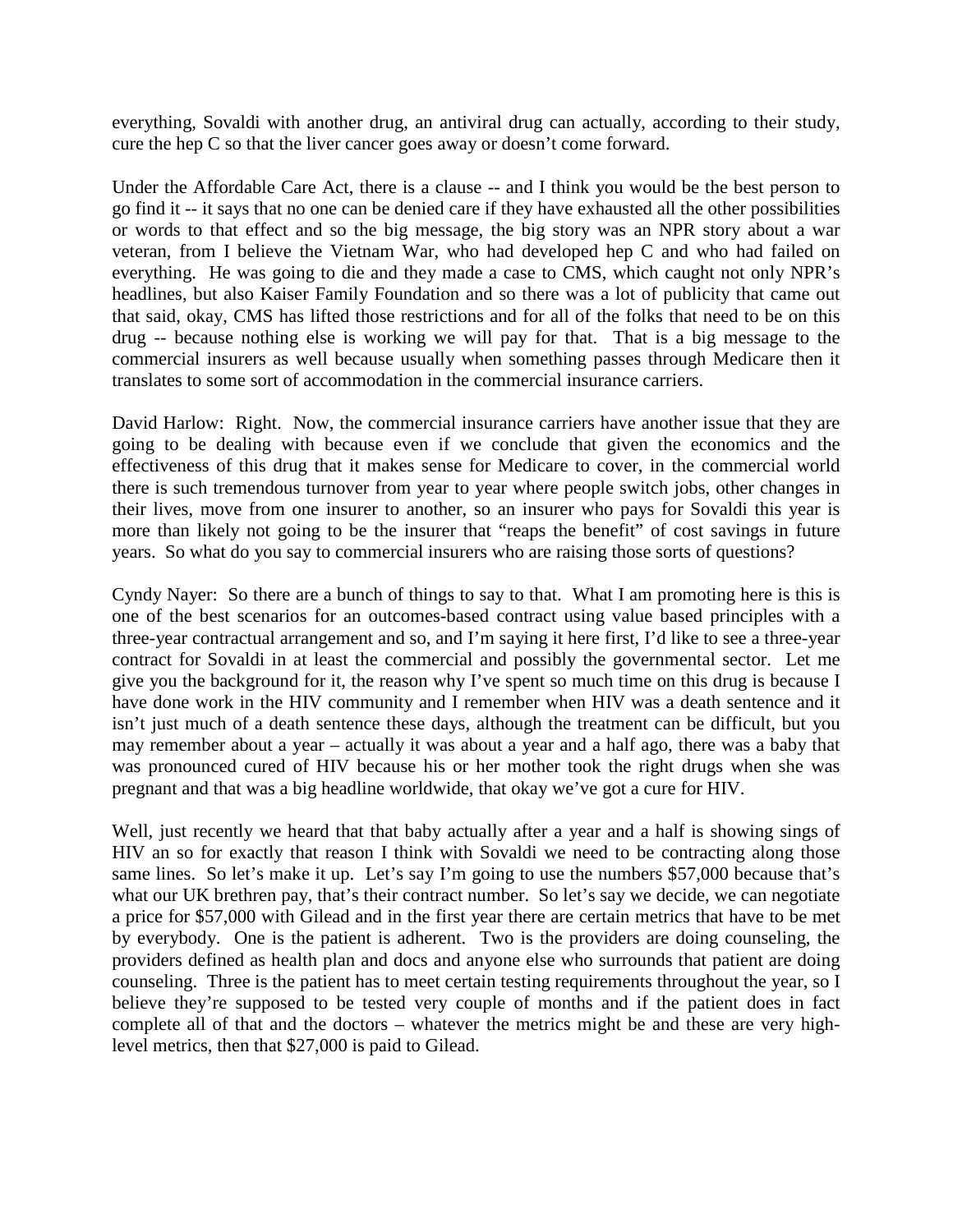everything, Sovaldi with another drug, an antiviral drug can actually, according to their study, cure the hep C so that the liver cancer goes away or doesn't come forward.

Under the Affordable Care Act, there is a clause -- and I think you would be the best person to go find it -- it says that no one can be denied care if they have exhausted all the other possibilities or words to that effect and so the big message, the big story was an NPR story about a war veteran, from I believe the Vietnam War, who had developed hep C and who had failed on everything. He was going to die and they made a case to CMS, which caught not only NPR's headlines, but also Kaiser Family Foundation and so there was a lot of publicity that came out that said, okay, CMS has lifted those restrictions and for all of the folks that need to be on this drug -- because nothing else is working we will pay for that. That is a big message to the commercial insurers as well because usually when something passes through Medicare then it translates to some sort of accommodation in the commercial insurance carriers.

David Harlow: Right. Now, the commercial insurance carriers have another issue that they are going to be dealing with because even if we conclude that given the economics and the effectiveness of this drug that it makes sense for Medicare to cover, in the commercial world there is such tremendous turnover from year to year where people switch jobs, other changes in their lives, move from one insurer to another, so an insurer who pays for Sovaldi this year is more than likely not going to be the insurer that "reaps the benefit" of cost savings in future years. So what do you say to commercial insurers who are raising those sorts of questions?

Cyndy Nayer: So there are a bunch of things to say to that. What I am promoting here is this is one of the best scenarios for an outcomes-based contract using value based principles with a three-year contractual arrangement and so, and I'm saying it here first, I'd like to see a three-year contract for Sovaldi in at least the commercial and possibly the governmental sector. Let me give you the background for it, the reason why I've spent so much time on this drug is because I have done work in the HIV community and I remember when HIV was a death sentence and it isn't just much of a death sentence these days, although the treatment can be difficult, but you may remember about a year – actually it was about a year and a half ago, there was a baby that was pronounced cured of HIV because his or her mother took the right drugs when she was pregnant and that was a big headline worldwide, that okay we've got a cure for HIV.

Well, just recently we heard that that baby actually after a year and a half is showing sings of HIV an so for exactly that reason I think with Sovaldi we need to be contracting along those same lines. So let's make it up. Let's say I'm going to use the numbers $57,000 because that's what our UK brethren pay, that's their contract number. So let's say we decide, we can negotiate a price for $57,000 with Gilead and in the first year there are certain metrics that have to be met by everybody. One is the patient is adherent. Two is the providers are doing counseling, the providers defined as health plan and docs and anyone else who surrounds that patient are doing counseling. Three is the patient has to meet certain testing requirements throughout the year, so I believe they're supposed to be tested very couple of months and if the patient does in fact complete all of that and the doctors – whatever the metrics might be and these are very high-level metrics, then that $27,000 is paid to Gilead.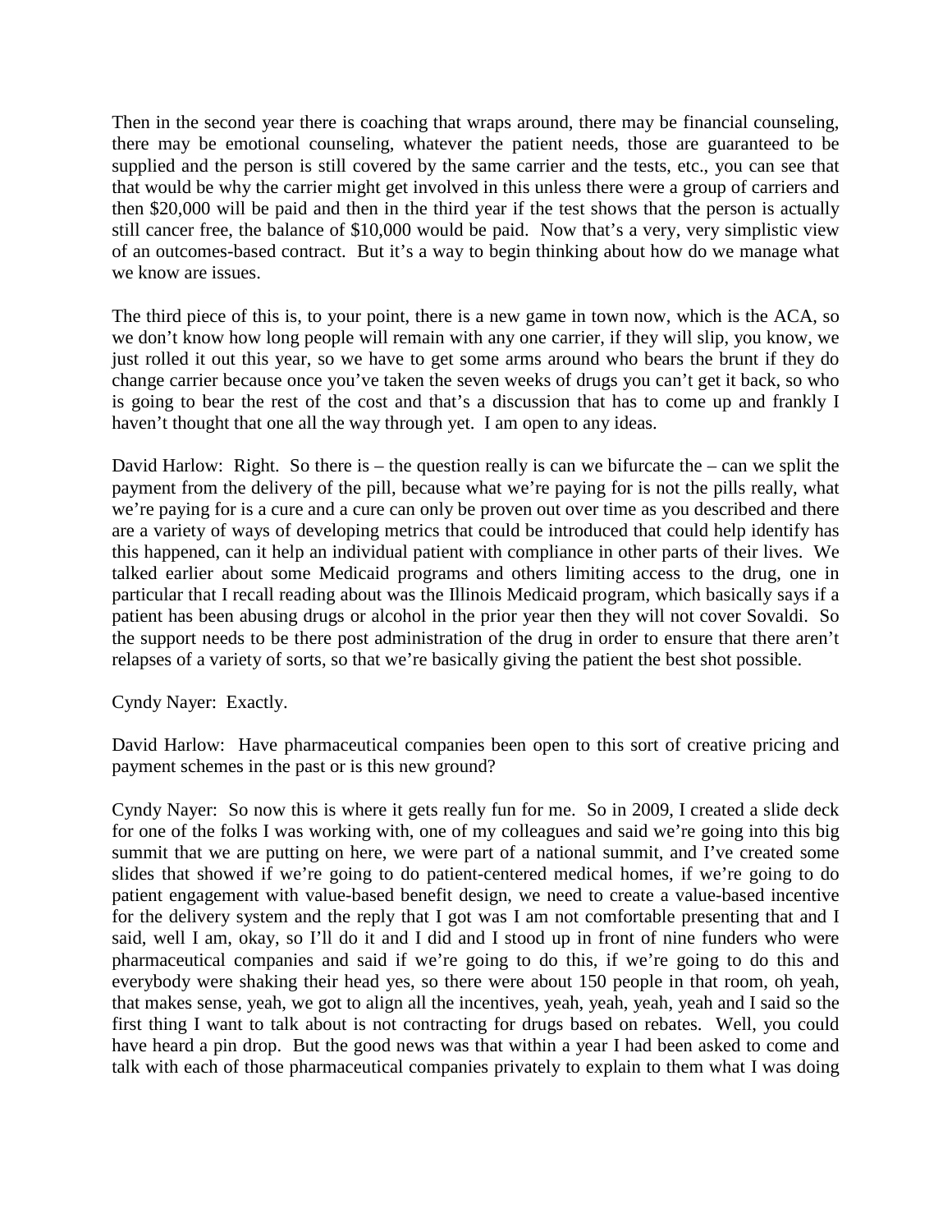Then in the second year there is coaching that wraps around, there may be financial counseling, there may be emotional counseling, whatever the patient needs, those are guaranteed to be supplied and the person is still covered by the same carrier and the tests, etc., you can see that that would be why the carrier might get involved in this unless there were a group of carriers and then $20,000 will be paid and then in the third year if the test shows that the person is actually still cancer free, the balance of $10,000 would be paid. Now that's a very, very simplistic view of an outcomes-based contract. But it's a way to begin thinking about how do we manage what we know are issues.

The third piece of this is, to your point, there is a new game in town now, which is the ACA, so we don't know how long people will remain with any one carrier, if they will slip, you know, we just rolled it out this year, so we have to get some arms around who bears the brunt if they do change carrier because once you've taken the seven weeks of drugs you can't get it back, so who is going to bear the rest of the cost and that's a discussion that has to come up and frankly I haven't thought that one all the way through yet. I am open to any ideas.

David Harlow: Right. So there is – the question really is can we bifurcate the – can we split the payment from the delivery of the pill, because what we're paying for is not the pills really, what we're paying for is a cure and a cure can only be proven out over time as you described and there are a variety of ways of developing metrics that could be introduced that could help identify has this happened, can it help an individual patient with compliance in other parts of their lives. We talked earlier about some Medicaid programs and others limiting access to the drug, one in particular that I recall reading about was the Illinois Medicaid program, which basically says if a patient has been abusing drugs or alcohol in the prior year then they will not cover Sovaldi. So the support needs to be there post administration of the drug in order to ensure that there aren't relapses of a variety of sorts, so that we're basically giving the patient the best shot possible.

Cyndy Nayer: Exactly.

David Harlow: Have pharmaceutical companies been open to this sort of creative pricing and payment schemes in the past or is this new ground?

Cyndy Nayer: So now this is where it gets really fun for me. So in 2009, I created a slide deck for one of the folks I was working with, one of my colleagues and said we're going into this big summit that we are putting on here, we were part of a national summit, and I've created some slides that showed if we're going to do patient-centered medical homes, if we're going to do patient engagement with value-based benefit design, we need to create a value-based incentive for the delivery system and the reply that I got was I am not comfortable presenting that and I said, well I am, okay, so I'll do it and I did and I stood up in front of nine funders who were pharmaceutical companies and said if we're going to do this, if we're going to do this and everybody were shaking their head yes, so there were about 150 people in that room, oh yeah, that makes sense, yeah, we got to align all the incentives, yeah, yeah, yeah, yeah and I said so the first thing I want to talk about is not contracting for drugs based on rebates. Well, you could have heard a pin drop. But the good news was that within a year I had been asked to come and talk with each of those pharmaceutical companies privately to explain to them what I was doing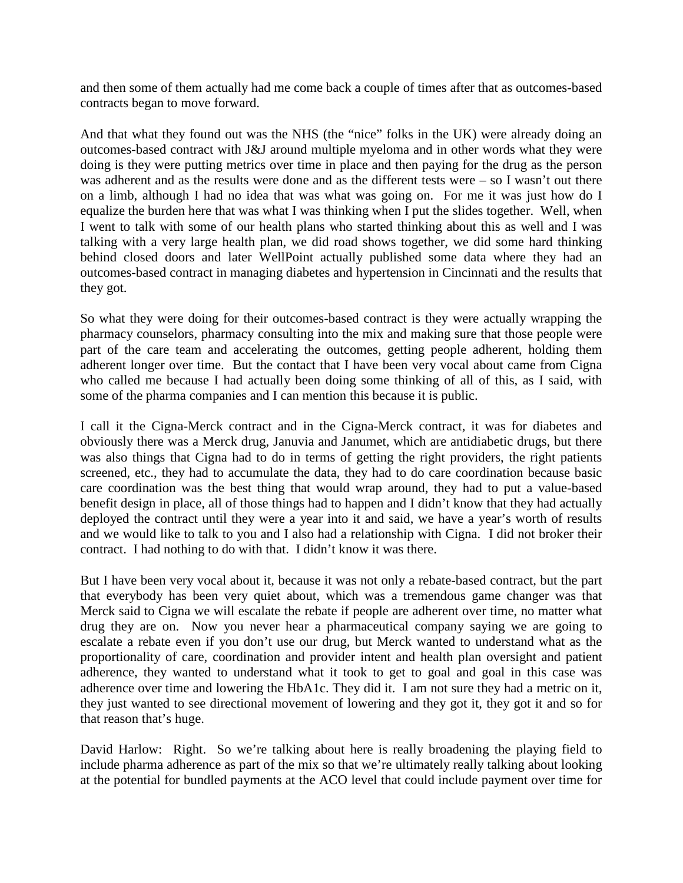and then some of them actually had me come back a couple of times after that as outcomes-based contracts began to move forward.

And that what they found out was the NHS (the "nice" folks in the UK) were already doing an outcomes-based contract with J&J around multiple myeloma and in other words what they were doing is they were putting metrics over time in place and then paying for the drug as the person was adherent and as the results were done and as the different tests were – so I wasn't out there on a limb, although I had no idea that was what was going on. For me it was just how do I equalize the burden here that was what I was thinking when I put the slides together. Well, when I went to talk with some of our health plans who started thinking about this as well and I was talking with a very large health plan, we did road shows together, we did some hard thinking behind closed doors and later WellPoint actually published some data where they had an outcomes-based contract in managing diabetes and hypertension in Cincinnati and the results that they got.

So what they were doing for their outcomes-based contract is they were actually wrapping the pharmacy counselors, pharmacy consulting into the mix and making sure that those people were part of the care team and accelerating the outcomes, getting people adherent, holding them adherent longer over time. But the contact that I have been very vocal about came from Cigna who called me because I had actually been doing some thinking of all of this, as I said, with some of the pharma companies and I can mention this because it is public.

I call it the Cigna-Merck contract and in the Cigna-Merck contract, it was for diabetes and obviously there was a Merck drug, Januvia and Janumet, which are antidiabetic drugs, but there was also things that Cigna had to do in terms of getting the right providers, the right patients screened, etc., they had to accumulate the data, they had to do care coordination because basic care coordination was the best thing that would wrap around, they had to put a value-based benefit design in place, all of those things had to happen and I didn't know that they had actually deployed the contract until they were a year into it and said, we have a year's worth of results and we would like to talk to you and I also had a relationship with Cigna. I did not broker their contract. I had nothing to do with that. I didn't know it was there.

But I have been very vocal about it, because it was not only a rebate-based contract, but the part that everybody has been very quiet about, which was a tremendous game changer was that Merck said to Cigna we will escalate the rebate if people are adherent over time, no matter what drug they are on. Now you never hear a pharmaceutical company saying we are going to escalate a rebate even if you don't use our drug, but Merck wanted to understand what as the proportionality of care, coordination and provider intent and health plan oversight and patient adherence, they wanted to understand what it took to get to goal and goal in this case was adherence over time and lowering the HbA1c. They did it. I am not sure they had a metric on it, they just wanted to see directional movement of lowering and they got it, they got it and so for that reason that's huge.

David Harlow: Right. So we're talking about here is really broadening the playing field to include pharma adherence as part of the mix so that we're ultimately really talking about looking at the potential for bundled payments at the ACO level that could include payment over time for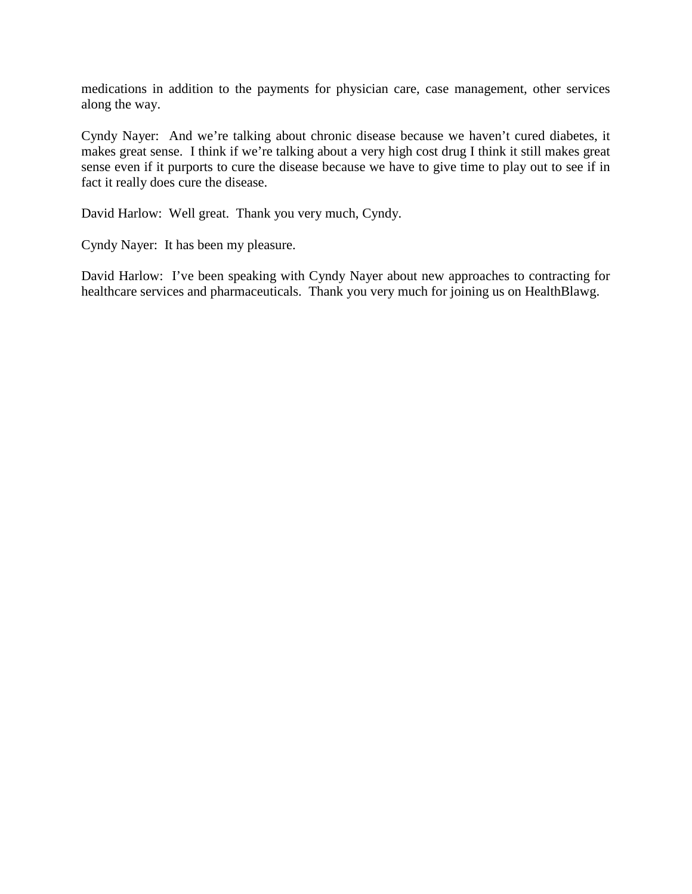medications in addition to the payments for physician care, case management, other services along the way.

Cyndy Nayer: And we're talking about chronic disease because we haven't cured diabetes, it makes great sense. I think if we're talking about a very high cost drug I think it still makes great sense even if it purports to cure the disease because we have to give time to play out to see if in fact it really does cure the disease.

David Harlow: Well great. Thank you very much, Cyndy.

Cyndy Nayer: It has been my pleasure.

David Harlow: I've been speaking with Cyndy Nayer about new approaches to contracting for healthcare services and pharmaceuticals. Thank you very much for joining us on HealthBlawg.